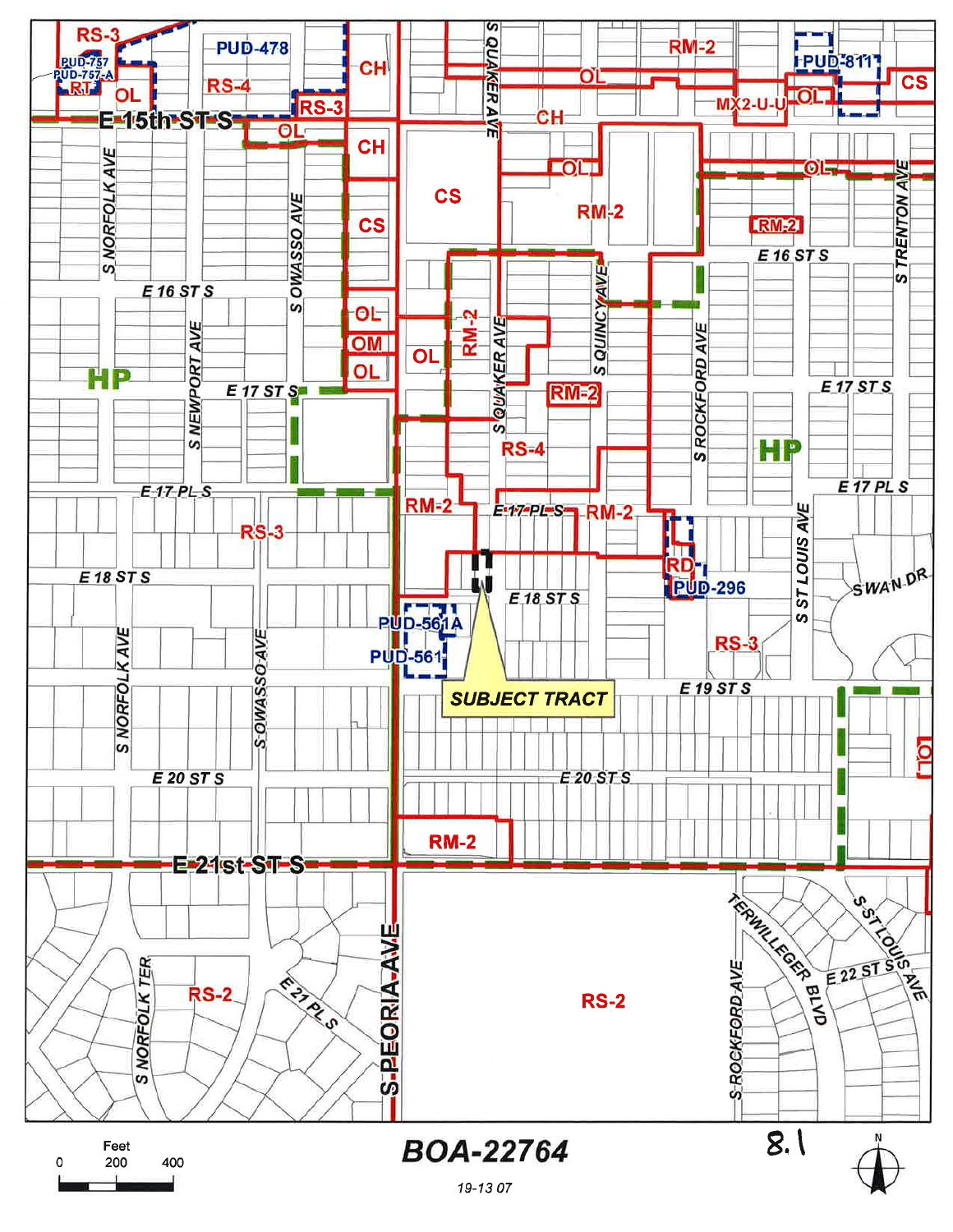SUBJECT TRACT

**BOA-22764**

19-13 07

8.1

Feet

0 200 400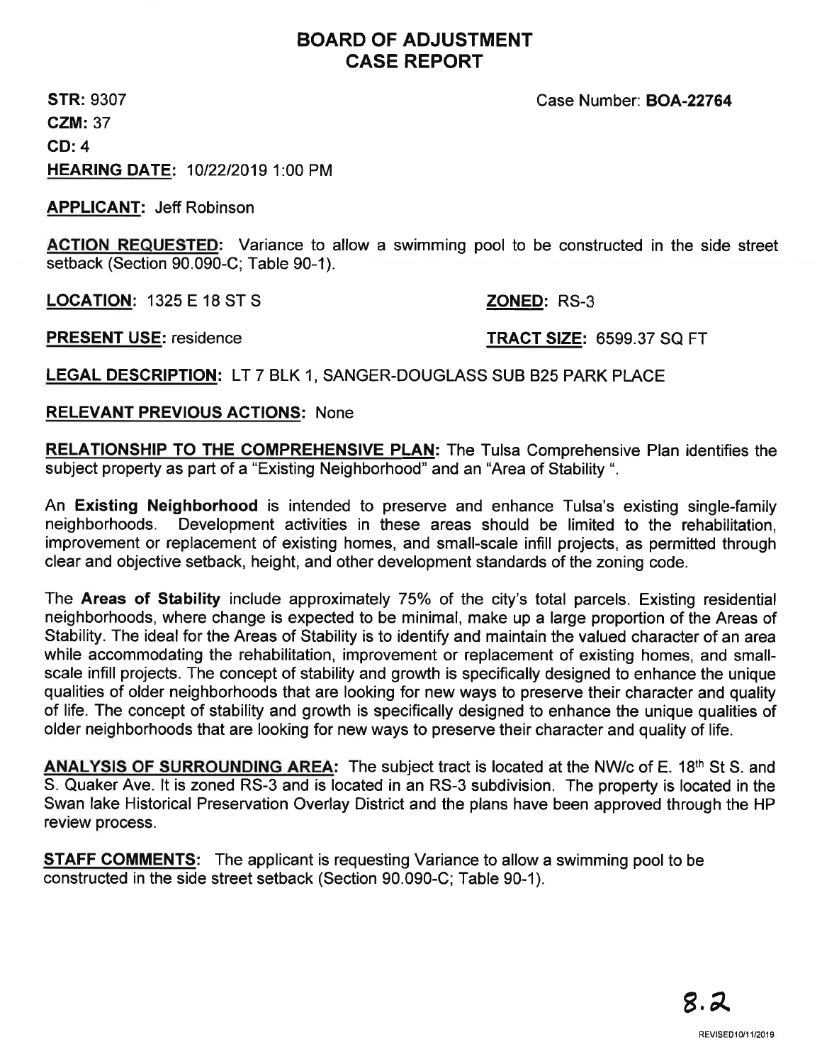# BOARD OF ADJUSTMENT CASE REPORT

**STR:** 9307

Case Number: **BOA-22764**

**CZM:** 37

**CD:** 4

**HEARING DATE:** 10/22/2019 1:00 PM

**APPLICANT:** Jeff Robinson

**ACTION REQUESTED:** Variance to allow a swimming pool to be constructed in the side street setback (Section 90.090-C; Table 90-1).

**LOCATION:** 1325 E 18 ST S

**ZONED:** RS-3

**PRESENT USE:** residence

**TRACT SIZE:** 6599.37 SQ FT

**LEGAL DESCRIPTION:** LT 7 BLK 1, SANGER-DOUGLASS SUB B25 PARK PLACE

**RELEVANT PREVIOUS ACTIONS:** None

**RELATIONSHIP TO THE COMPREHENSIVE PLAN:** The Tulsa Comprehensive Plan identifies the subject property as part of a "Existing Neighborhood" and an "Area of Stability ".

An **Existing Neighborhood** is intended to preserve and enhance Tulsa's existing single-family neighborhoods. Development activities in these areas should be limited to the rehabilitation, improvement or replacement of existing homes, and small-scale infill projects, as permitted through clear and objective setback, height, and other development standards of the zoning code.

The **Areas of Stability** include approximately 75% of the city's total parcels. Existing residential neighborhoods, where change is expected to be minimal, make up a large proportion of the Areas of Stability. The ideal for the Areas of Stability is to identify and maintain the valued character of an area while accommodating the rehabilitation, improvement or replacement of existing homes, and small-scale infill projects. The concept of stability and growth is specifically designed to enhance the unique qualities of older neighborhoods that are looking for new ways to preserve their character and quality of life. The concept of stability and growth is specifically designed to enhance the unique qualities of older neighborhoods that are looking for new ways to preserve their character and quality of life.

**ANALYSIS OF SURROUNDING AREA:** The subject tract is located at the NW/c of E. 18th St S. and S. Quaker Ave. It is zoned RS-3 and is located in an RS-3 subdivision. The property is located in the Swan lake Historical Preservation Overlay District and the plans have been approved through the HP review process.

**STAFF COMMENTS:** The applicant is requesting Variance to allow a swimming pool to be constructed in the side street setback (Section 90.090-C; Table 90-1).

8.2

REVISED10/11/2019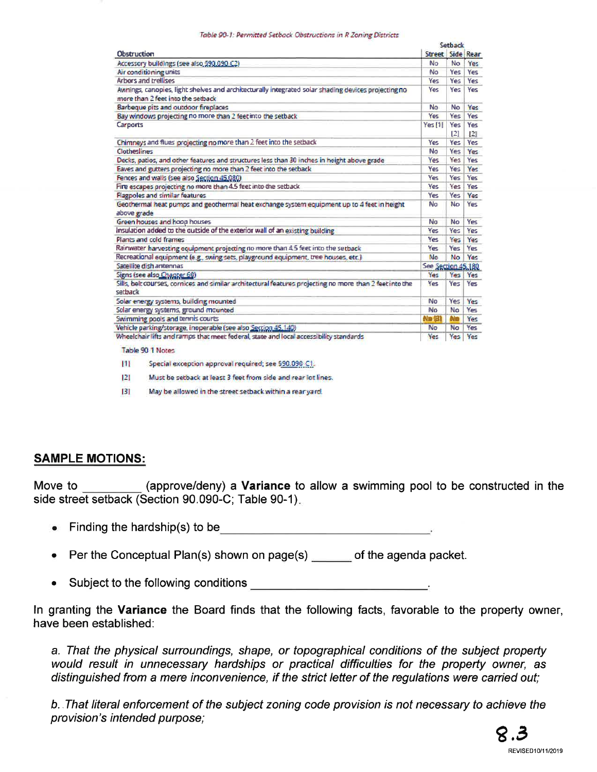*Table 90-1: Permitted Setback Obstructions in R Zoning Districts*

| Obstruction | Setback | | |
|---|---|---|---|
| | Street | Side | Rear |
| Accessory buildings (see also §90.090.C2) | No | No | Yes |
| Air conditioning units | No | Yes | Yes |
| Arbors and trellises | Yes | Yes | Yes |
| Awnings, canopies, light shelves and architecturally integrated solar shading devices projecting no more than 2 feet into the setback | Yes | Yes | Yes |
| Barbeque pits and outdoor fireplaces | No | No | Yes |
| Bay windows projecting no more than 2 feet into the setback | Yes | Yes | Yes |
| Carports | Yes [1] | Yes [2] | Yes [2] |
| Chimneys and flues projecting no more than 2 feet into the setback | Yes | Yes | Yes |
| Clotheslines | No | Yes | Yes |
| Decks, patios, and other features and structures less than 30 inches in height above grade | Yes | Yes | Yes |
| Eaves and gutters projecting no more than 2 feet into the setback | Yes | Yes | Yes |
| Fences and walls (see also Section 45.080) | Yes | Yes | Yes |
| Fire escapes projecting no more than 4.5 feet into the setback | Yes | Yes | Yes |
| Flagpoles and similar features | Yes | Yes | Yes |
| Geothermal heat pumps and geothermal heat exchange system equipment up to 4 feet in height above grade | No | No | Yes |
| Green houses and hoop houses | No | No | Yes |
| Insulation added to the outside of the exterior wall of an existing building | Yes | Yes | Yes |
| Plants and cold frames | Yes | Yes | Yes |
| Rainwater harvesting equipment projecting no more than 4.5 feet into the setback | Yes | Yes | Yes |
| Recreational equipment (e.g., swing sets, playground equipment, tree houses, etc.) | No | No | Yes |
| Satellite dish antennas | See Section 45.180 | | |
| Signs (see also Chapter 60) | Yes | Yes | Yes |
| Sills, belt courses, cornices and similar architectural features projecting no more than 2 feet into the setback | Yes | Yes | Yes |
| Solar energy systems, building mounted | No | Yes | Yes |
| Solar energy systems, ground mounted | No | No | Yes |
| Swimming pools and tennis courts | No [3] | No | Yes |
| Vehicle parking/storage, inoperable (see also Section 45.140) | No | No | Yes |
| Wheelchair lifts and ramps that meet federal, state and local accessibility standards | Yes | Yes | Yes |

Table 90 1 Notes

[1] Special exception approval required; see §90.090.C1.

[2] Must be setback at least 3 feet from side and rear lot lines.

[3] May be allowed in the street setback within a rear yard.

## SAMPLE MOTIONS:

Move to _________ (approve/deny) a **Variance** to allow a swimming pool to be constructed in the side street setback (Section 90.090-C; Table 90-1).

- Finding the hardship(s) to be ________________________________.
- Per the Conceptual Plan(s) shown on page(s) ______ of the agenda packet.
- Subject to the following conditions ___________________________.

In granting the **Variance** the Board finds that the following facts, favorable to the property owner, have been established:

*a. That the physical surroundings, shape, or topographical conditions of the subject property would result in unnecessary hardships or practical difficulties for the property owner, as distinguished from a mere inconvenience, if the strict letter of the regulations were carried out;*

*b. That literal enforcement of the subject zoning code provision is not necessary to achieve the provision's intended purpose;*

8.3

REVISED10/11/2019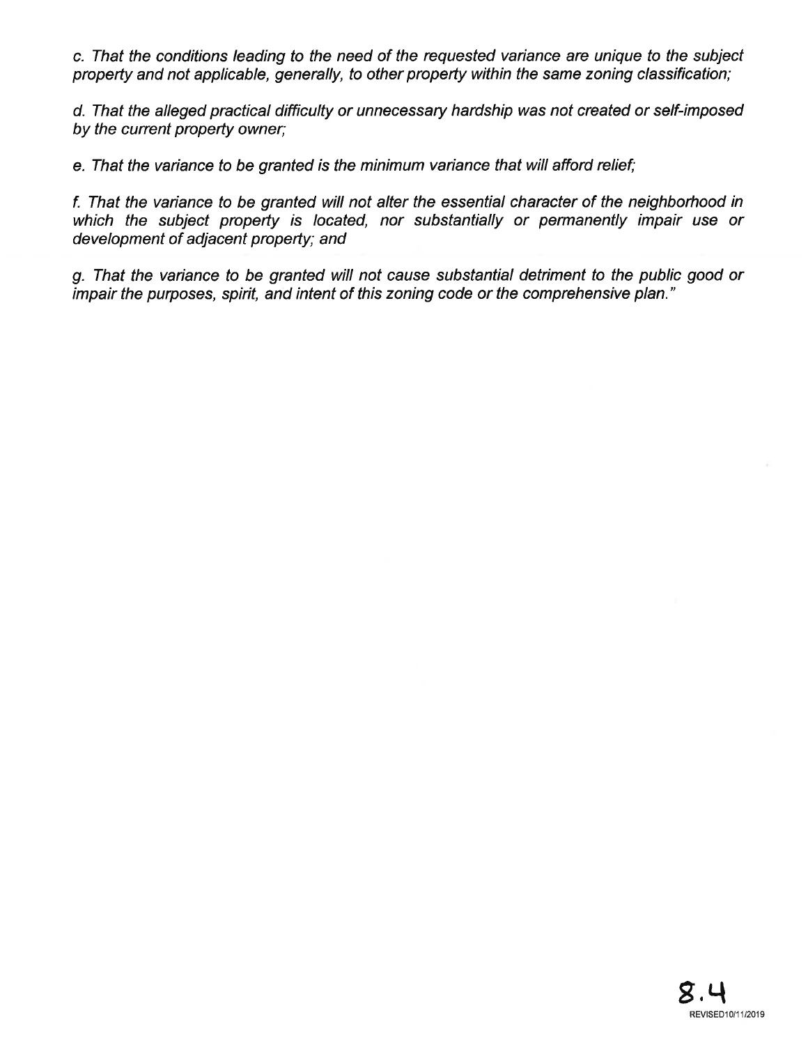*c. That the conditions leading to the need of the requested variance are unique to the subject property and not applicable, generally, to other property within the same zoning classification;*

*d. That the alleged practical difficulty or unnecessary hardship was not created or self-imposed by the current property owner;*

*e. That the variance to be granted is the minimum variance that will afford relief;*

*f. That the variance to be granted will not alter the essential character of the neighborhood in which the subject property is located, nor substantially or permanently impair use or development of adjacent property; and*

*g. That the variance to be granted will not cause substantial detriment to the public good or impair the purposes, spirit, and intent of this zoning code or the comprehensive plan."*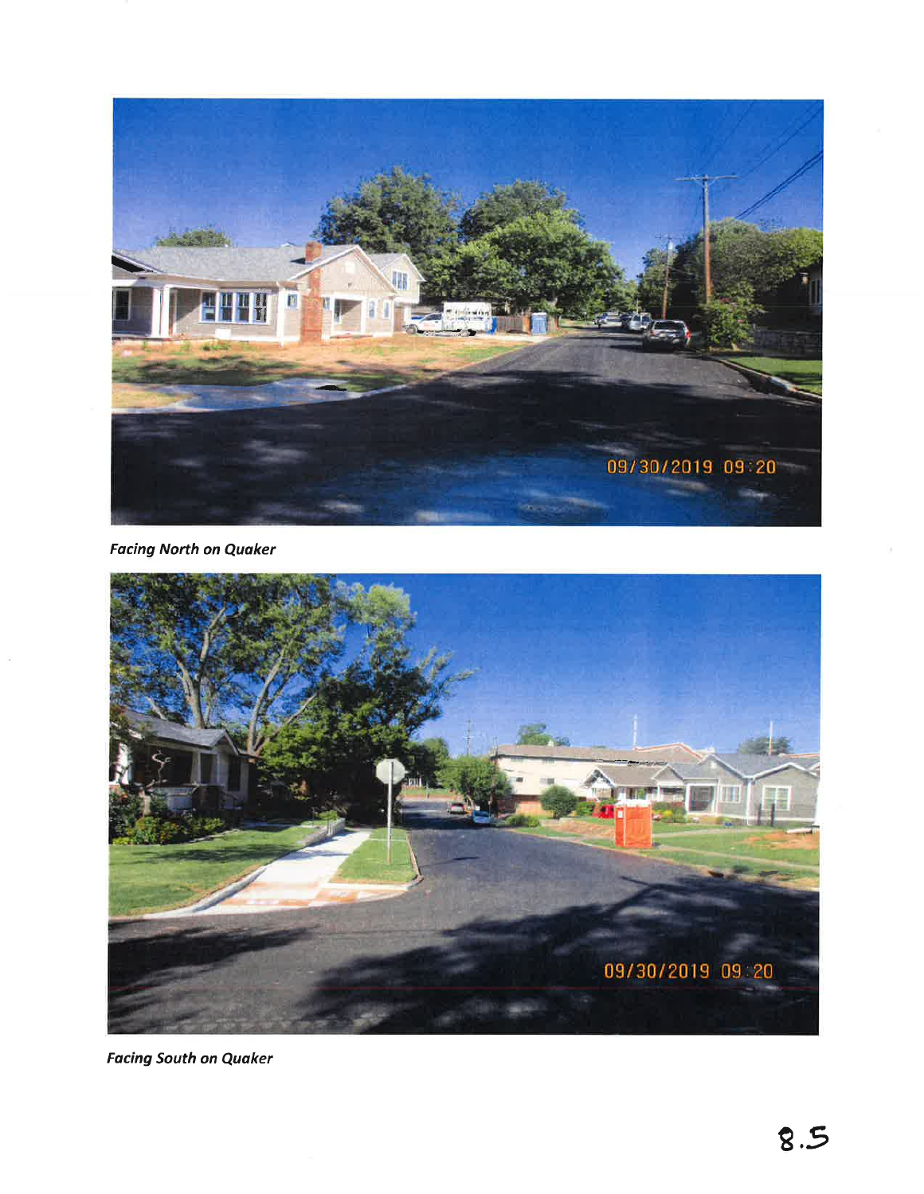*Facing North on Quaker*

*Facing South on Quaker*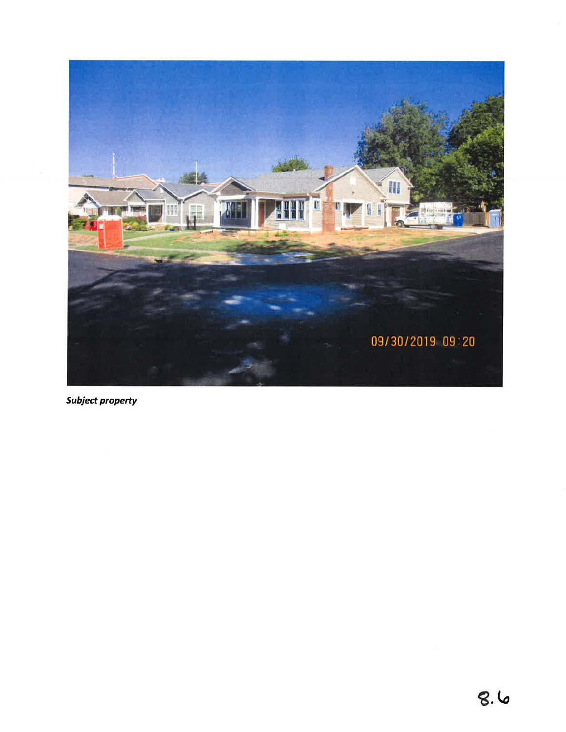*Subject property*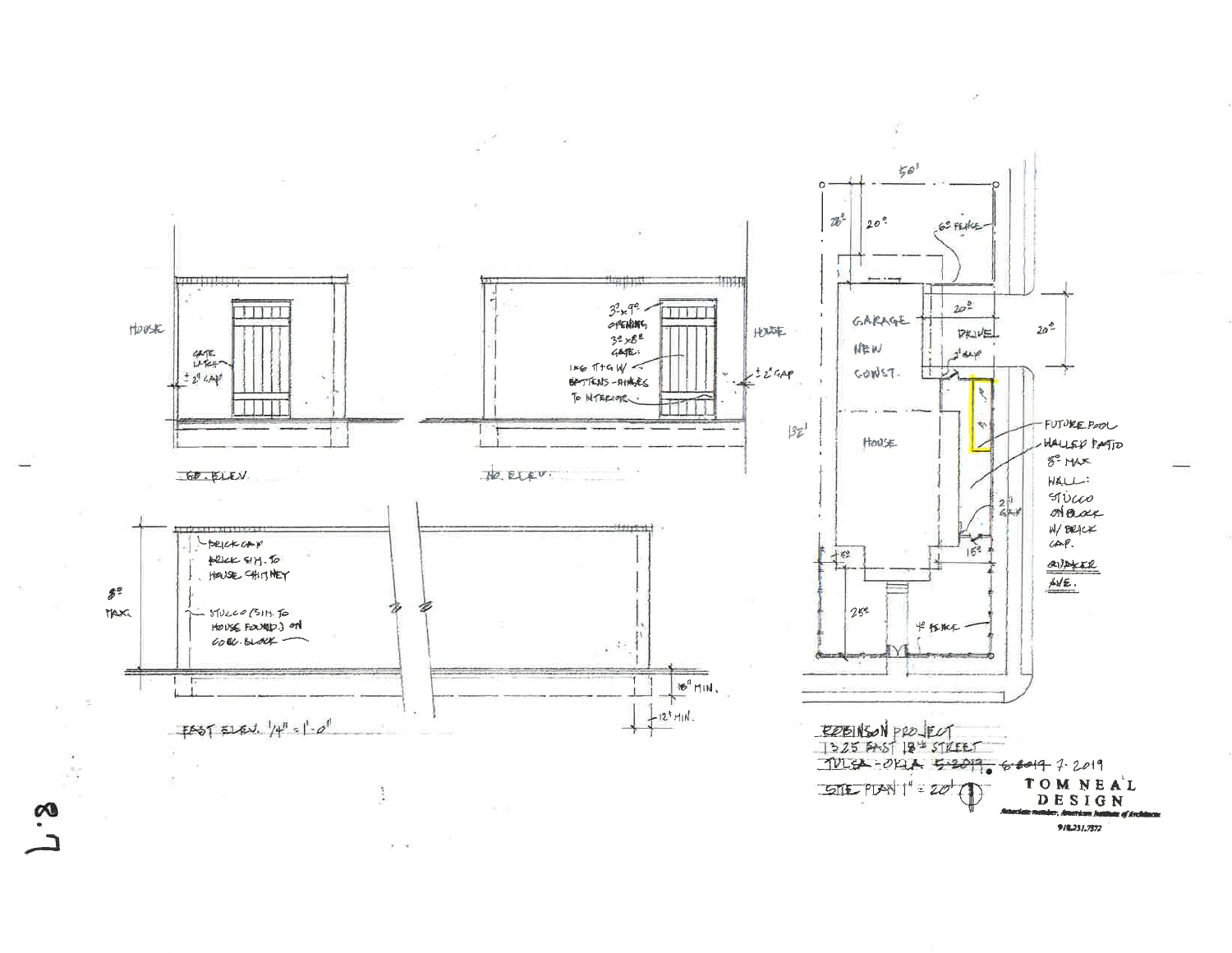HOUSE

GATE LATCH

± 2" GAP

SO. ELEV.

3'-0" x 9'-0" OPENING
3'-0" x 8'-0" GATE:
1x6 T+G W/ BATTENS - HINGES TO INTERIOR

HOUSE

± 2" GAP

NO. ELEV.

BRICK CAP
BRICK SIM. TO HOUSE CHIMNEY

8'-0" MAX.

STUCCO (SIM. TO HOUSE FOUND.) ON CONC. BLOCK

18" MIN.

12" MIN.

EAST ELEV. 1/4" = 1'-0"

50'

28'

20'

6' FENCE

GARAGE NEW CONST.

20'

DRIVE

20'

2" GAP

132'

HOUSE

FUTURE POOL

WALLED PATIO 8' MAX

WALL: STUCCO ON BLOCK W/ BRICK CAP.

2" GAP

15'

15'

25'

4' FENCE

QUAKER AVE.

ROBINSON PROJECT
1325 EAST 18TH STREET
~~TULSA - OKLA~~ ~~5-2019~~ ~~6-2019~~ 7-2019
SITE PLAN 1" = 20'

TOM NEAL DESIGN
Associate member, American Institute of Architects
918.231.7572

L.8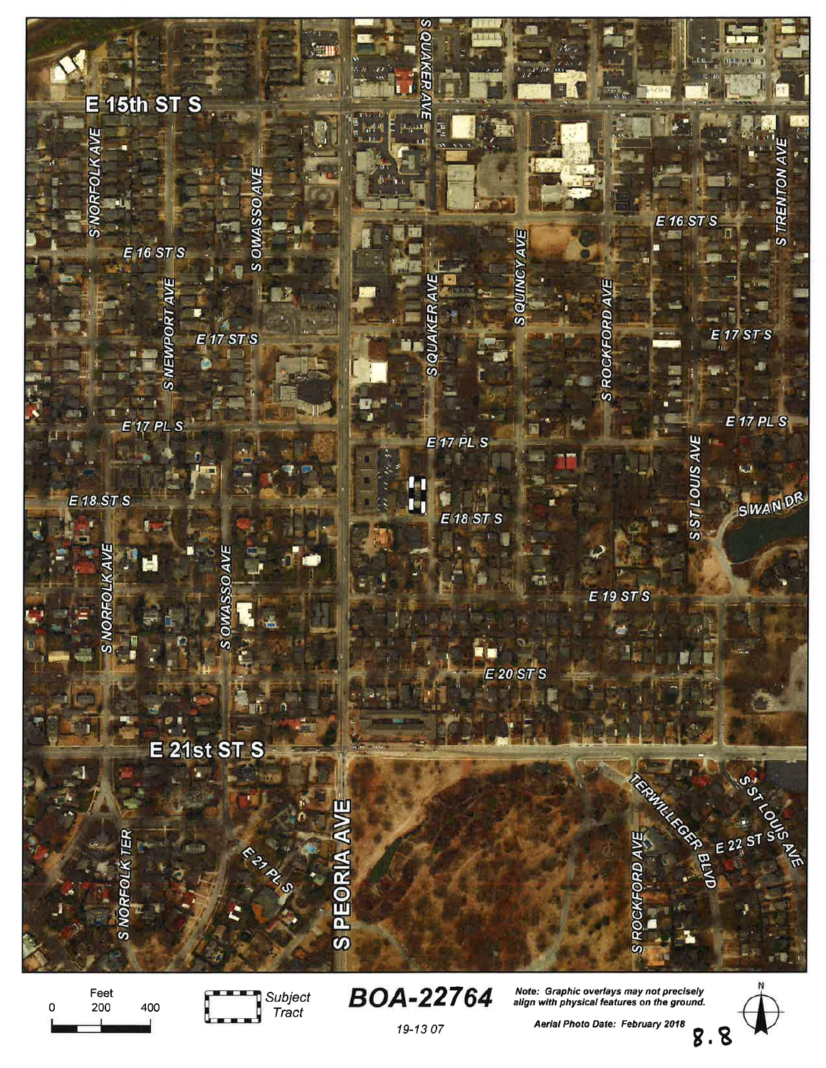E 15th ST S

S NORFOLK AVE

S OWASSO AVE

S QUAKER AVE

S QUINCY AVE

S ROCKFORD AVE

S TRENTON AVE

E 16 ST S

S NEWPORT AVE

E 17 ST S

E 17 PL S

E 18 ST S

S ST LOUIS AVE

SWAN DR

E 19 ST S

E 20 ST S

E 21st ST S

E 21 PL S

S NORFOLK TER

S PEORIA AVE

TERWILLEGER BLVD

E 22 ST S

Feet

0 200 400

Subject Tract

**BOA-22764**

19-13 07

*Note: Graphic overlays may not precisely align with physical features on the ground.*

*Aerial Photo Date: February 2018*

8.8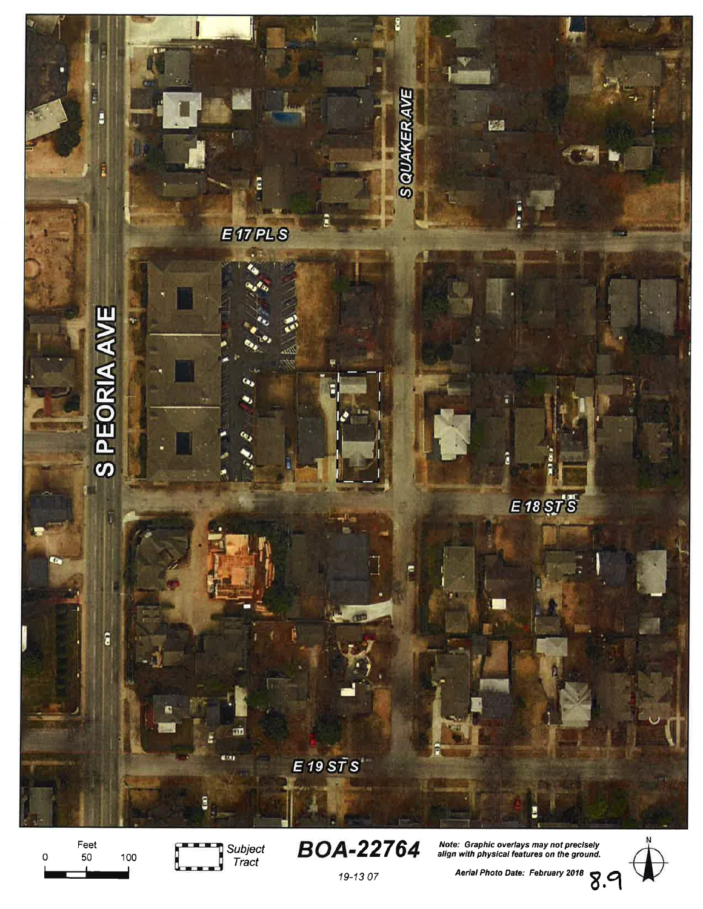S QUAKER AVE

E 17 PL S

S PEORIA AVE

E 18 ST S

E 19 ST S

Feet

0 50 100

Subject Tract

**BOA-22764**

19-13 07

***Note: Graphic overlays may not precisely align with physical features on the ground.***

***Aerial Photo Date: February 2018***

8.9

N